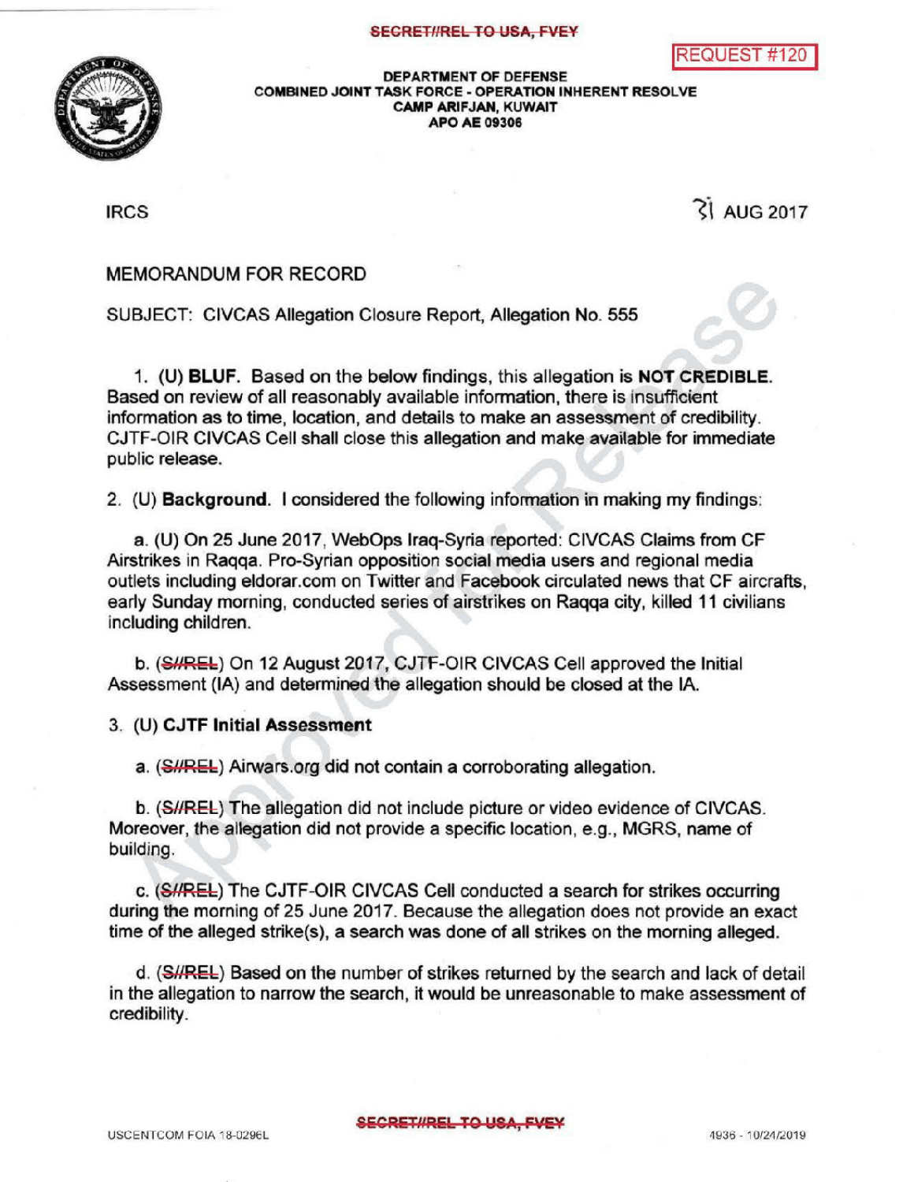SECRET//REL TO USA, FVEY

REQUEST #120

DEPARTMENT OF DEFENSE
COMBINED JOINT TASK FORCE - OPERATION INHERENT RESOLVE
CAMP ARIFJAN, KUWAIT
APO AE 09306

IRCS

31 AUG 2017

MEMORANDUM FOR RECORD

SUBJECT: CIVCAS Allegation Closure Report, Allegation No. 555

1. (U) **BLUF.** Based on the below findings, this allegation is **NOT CREDIBLE**. Based on review of all reasonably available information, there is insufficient information as to time, location, and details to make an assessment of credibility. CJTF-OIR CIVCAS Cell shall close this allegation and make available for immediate public release.

2. (U) **Background.** I considered the following information in making my findings:

   a. (U) On 25 June 2017, WebOps Iraq-Syria reported: CIVCAS Claims from CF Airstrikes in Raqqa. Pro-Syrian opposition social media users and regional media outlets including eldorar.com on Twitter and Facebook circulated news that CF aircrafts, early Sunday morning, conducted series of airstrikes on Raqqa city, killed 11 civilians including children.

   b. (S//REL) On 12 August 2017, CJTF-OIR CIVCAS Cell approved the Initial Assessment (IA) and determined the allegation should be closed at the IA.

3. (U) **CJTF Initial Assessment**

   a. (S//REL) Airwars.org did not contain a corroborating allegation.

   b. (S//REL) The allegation did not include picture or video evidence of CIVCAS. Moreover, the allegation did not provide a specific location, e.g., MGRS, name of building.

   c. (S//REL) The CJTF-OIR CIVCAS Cell conducted a search for strikes occurring during the morning of 25 June 2017. Because the allegation does not provide an exact time of the alleged strike(s), a search was done of all strikes on the morning alleged.

   d. (S//REL) Based on the number of strikes returned by the search and lack of detail in the allegation to narrow the search, it would be unreasonable to make assessment of credibility.

USCENTCOM FOIA 18-0296L

SECRET//REL TO USA, FVEY

4936 - 10/24/2019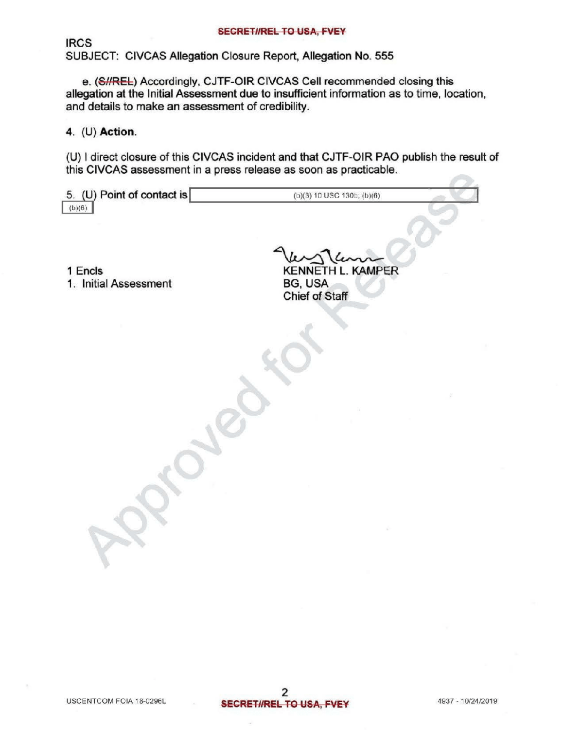IRCS
SUBJECT: CIVCAS Allegation Closure Report, Allegation No. 555

e. (S//REL) Accordingly, CJTF-OIR CIVCAS Cell recommended closing this allegation at the Initial Assessment due to insufficient information as to time, location, and details to make an assessment of credibility.

4. (U) **Action.**

(U) I direct closure of this CIVCAS incident and that CJTF-OIR PAO publish the result of this CIVCAS assessment in a press release as soon as practicable.

5. (U) Point of contact is (b)(3) 10 USC 130b; (b)(6)
(b)(6)

1 Encls
1. Initial Assessment

KENNETH L. KAMPER
BG, USA
Chief of Staff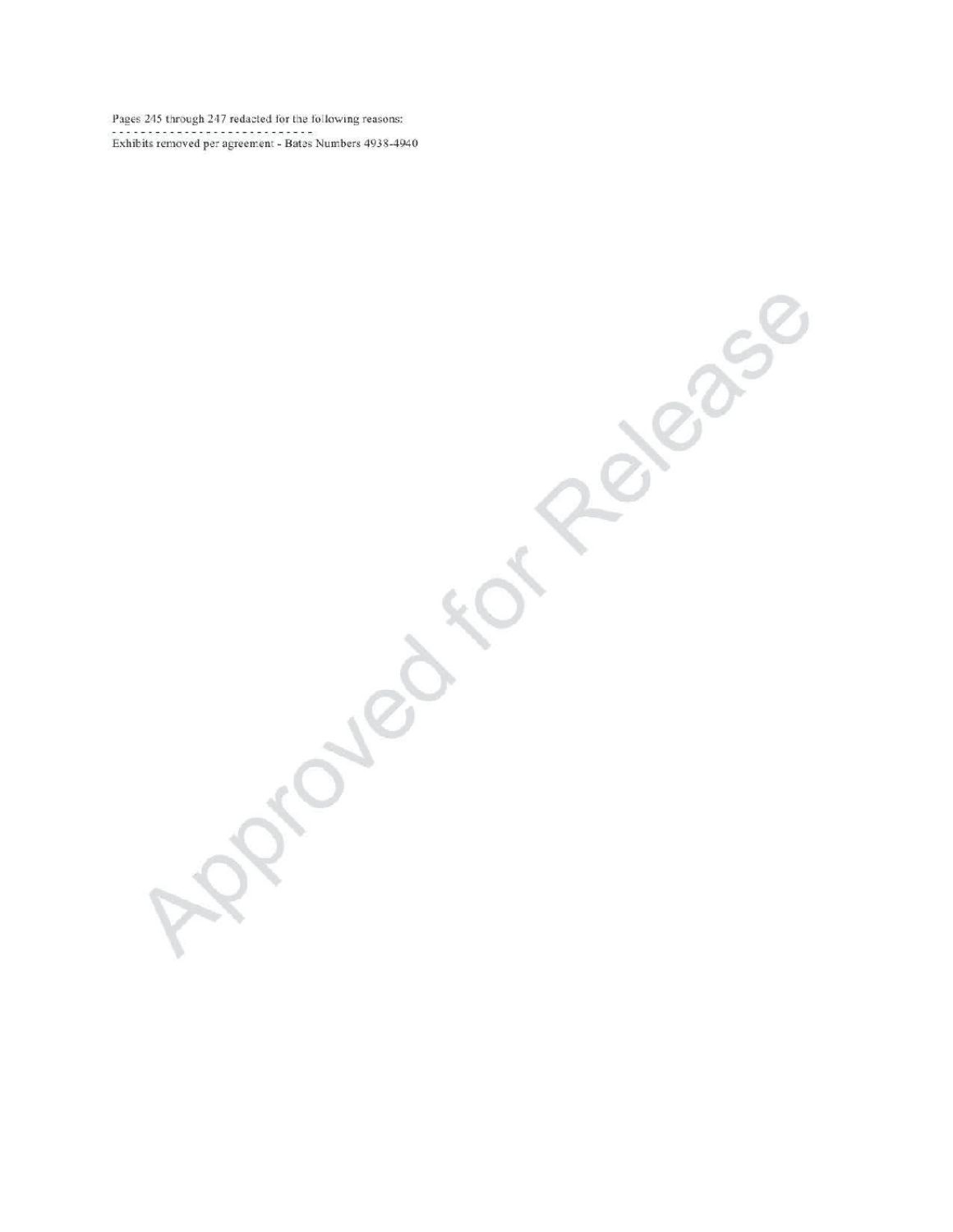Pages 245 through 247 redacted for the following reasons:

- - - - - - - - - - - - - - - - - - - - - - - - - - -

Exhibits removed per agreement - Bates Numbers 4938-4940

Approved for Release